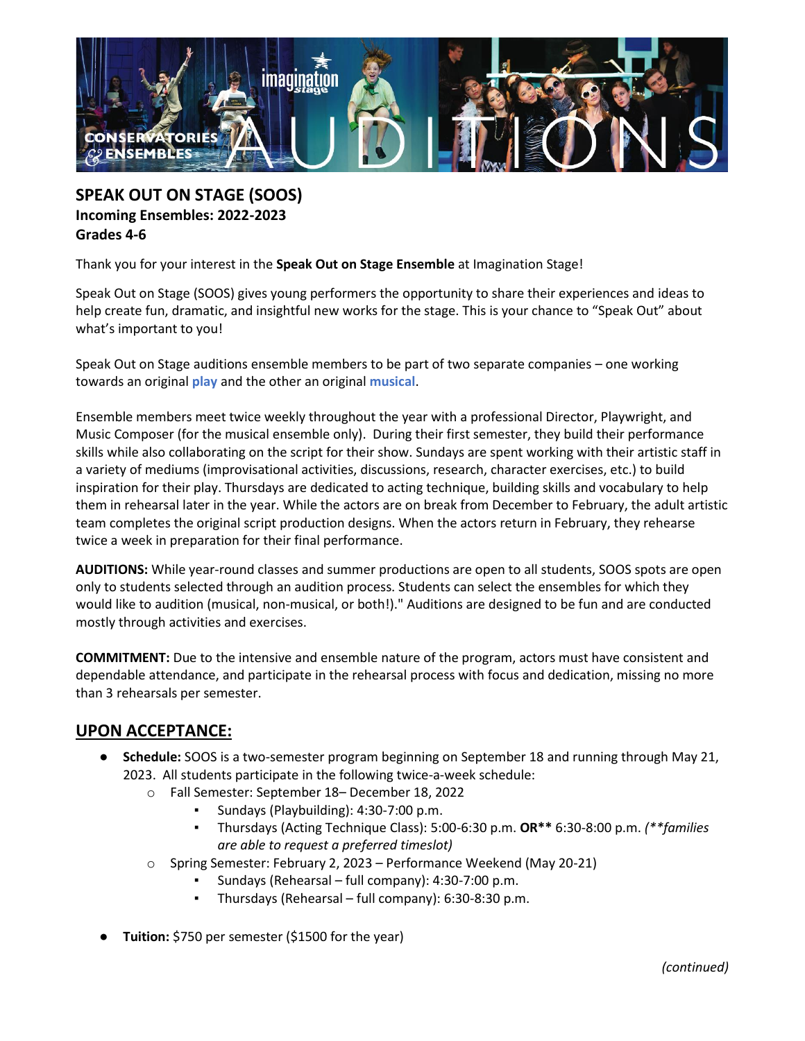## SPEAK OUT ON STAGE (SOOS)
**Incoming Ensembles: 2022-2023**
**Grades 4-6**

Thank you for your interest in the **Speak Out on Stage Ensemble** at Imagination Stage!

Speak Out on Stage (SOOS) gives young performers the opportunity to share their experiences and ideas to help create fun, dramatic, and insightful new works for the stage. This is your chance to "Speak Out" about what's important to you!

Speak Out on Stage auditions ensemble members to be part of two separate companies – one working towards an original **play** and the other an original **musical**.

Ensemble members meet twice weekly throughout the year with a professional Director, Playwright, and Music Composer (for the musical ensemble only). During their first semester, they build their performance skills while also collaborating on the script for their show. Sundays are spent working with their artistic staff in a variety of mediums (improvisational activities, discussions, research, character exercises, etc.) to build inspiration for their play. Thursdays are dedicated to acting technique, building skills and vocabulary to help them in rehearsal later in the year. While the actors are on break from December to February, the adult artistic team completes the original script production designs. When the actors return in February, they rehearse twice a week in preparation for their final performance.

**AUDITIONS:** While year-round classes and summer productions are open to all students, SOOS spots are open only to students selected through an audition process. Students can select the ensembles for which they would like to audition (musical, non-musical, or both!)." Auditions are designed to be fun and are conducted mostly through activities and exercises.

**COMMITMENT:** Due to the intensive and ensemble nature of the program, actors must have consistent and dependable attendance, and participate in the rehearsal process with focus and dedication, missing no more than 3 rehearsals per semester.

## UPON ACCEPTANCE:

- **Schedule:** SOOS is a two-semester program beginning on September 18 and running through May 21, 2023. All students participate in the following twice-a-week schedule:
  - Fall Semester: September 18– December 18, 2022
    - Sundays (Playbuilding): 4:30-7:00 p.m.
    - Thursdays (Acting Technique Class): 5:00-6:30 p.m. **OR**** 6:30-8:00 p.m. *(**families are able to request a preferred timeslot)*
  - Spring Semester: February 2, 2023 – Performance Weekend (May 20-21)
    - Sundays (Rehearsal – full company): 4:30-7:00 p.m.
    - Thursdays (Rehearsal – full company): 6:30-8:30 p.m.
- **Tuition:** $750 per semester ($1500 for the year)

*(continued)*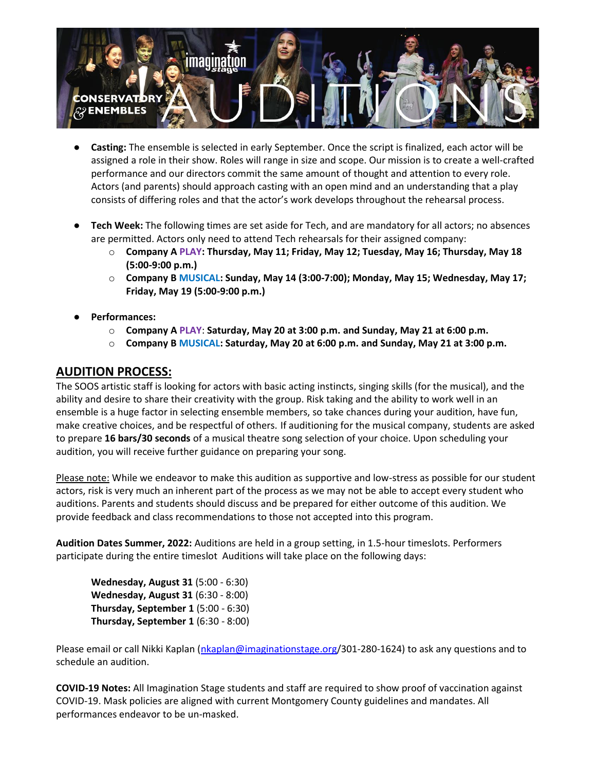- **Casting:** The ensemble is selected in early September. Once the script is finalized, each actor will be assigned a role in their show. Roles will range in size and scope. Our mission is to create a well-crafted performance and our directors commit the same amount of thought and attention to every role. Actors (and parents) should approach casting with an open mind and an understanding that a play consists of differing roles and that the actor's work develops throughout the rehearsal process.

- **Tech Week:** The following times are set aside for Tech, and are mandatory for all actors; no absences are permitted. Actors only need to attend Tech rehearsals for their assigned company:
  - **Company A PLAY: Thursday, May 11; Friday, May 12; Tuesday, May 16; Thursday, May 18 (5:00-9:00 p.m.)**
  - **Company B MUSICAL: Sunday, May 14 (3:00-7:00); Monday, May 15; Wednesday, May 17; Friday, May 19 (5:00-9:00 p.m.)**

- **Performances:**
  - **Company A PLAY: Saturday, May 20 at 3:00 p.m. and Sunday, May 21 at 6:00 p.m.**
  - **Company B MUSICAL: Saturday, May 20 at 6:00 p.m. and Sunday, May 21 at 3:00 p.m.**

## AUDITION PROCESS:

The SOOS artistic staff is looking for actors with basic acting instincts, singing skills (for the musical), and the ability and desire to share their creativity with the group. Risk taking and the ability to work well in an ensemble is a huge factor in selecting ensemble members, so take chances during your audition, have fun, make creative choices, and be respectful of others. If auditioning for the musical company, students are asked to prepare **16 bars/30 seconds** of a musical theatre song selection of your choice. Upon scheduling your audition, you will receive further guidance on preparing your song.

Please note: While we endeavor to make this audition as supportive and low-stress as possible for our student actors, risk is very much an inherent part of the process as we may not be able to accept every student who auditions. Parents and students should discuss and be prepared for either outcome of this audition. We provide feedback and class recommendations to those not accepted into this program.

**Audition Dates Summer, 2022:** Auditions are held in a group setting, in 1.5-hour timeslots. Performers participate during the entire timeslot Auditions will take place on the following days:

**Wednesday, August 31** (5:00 - 6:30)
**Wednesday, August 31** (6:30 - 8:00)
**Thursday, September 1** (5:00 - 6:30)
**Thursday, September 1** (6:30 - 8:00)

Please email or call Nikki Kaplan (nkaplan@imaginationstage.org/301-280-1624) to ask any questions and to schedule an audition.

**COVID-19 Notes:** All Imagination Stage students and staff are required to show proof of vaccination against COVID-19. Mask policies are aligned with current Montgomery County guidelines and mandates. All performances endeavor to be un-masked.